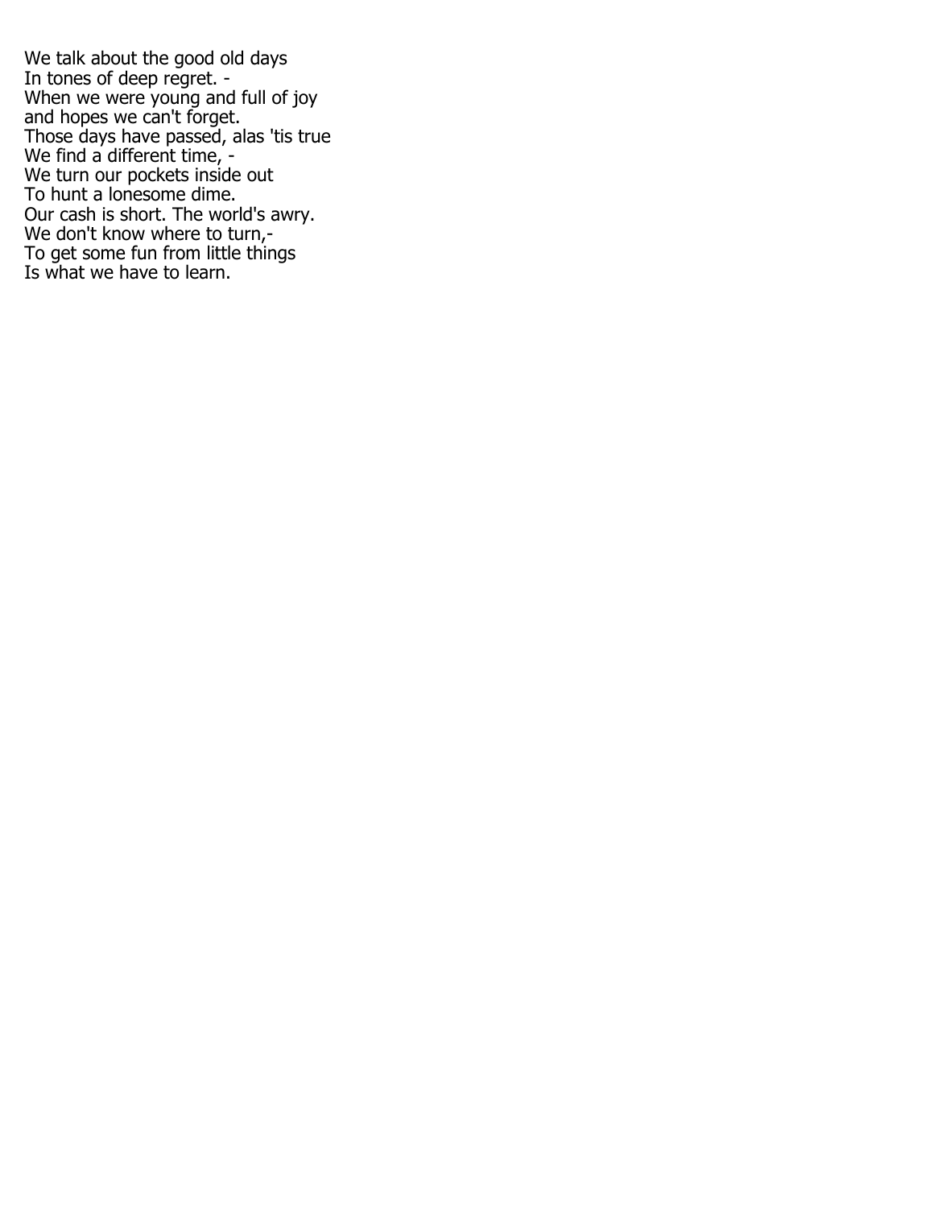We talk about the good old days  
In tones of deep regret. -  
When we were young and full of joy  
and hopes we can't forget.  
Those days have passed, alas 'tis true  
We find a different time, -  
We turn our pockets inside out  
To hunt a lonesome dime.  
Our cash is short. The world's awry.  
We don't know where to turn,-  
To get some fun from little things  
Is what we have to learn.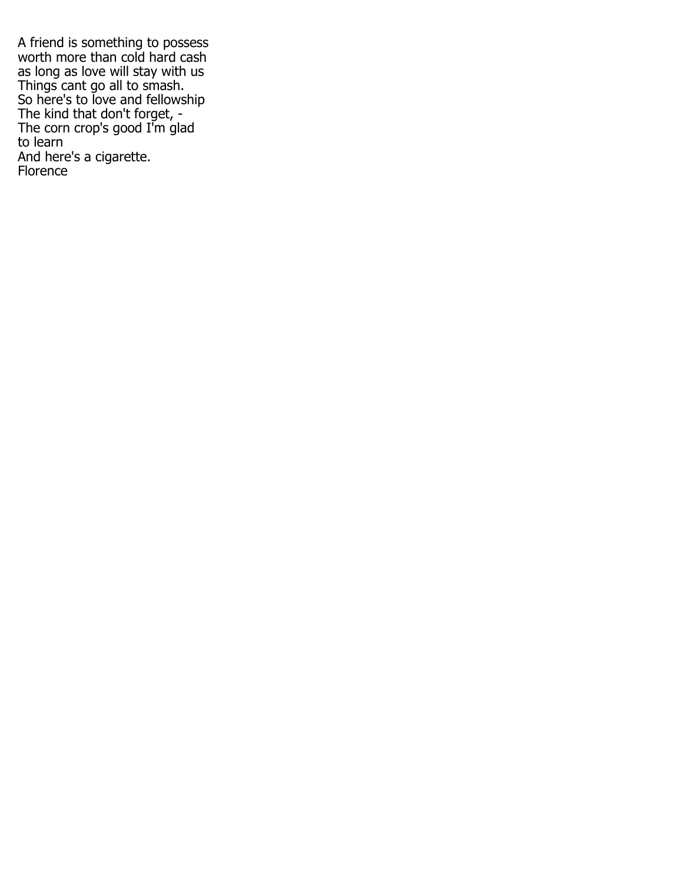A friend is something to possess
worth more than cold hard cash
as long as love will stay with us
Things cant go all to smash.
So here's to love and fellowship
The kind that don't forget, -
The corn crop's good I'm glad
to learn
And here's a cigarette.
Florence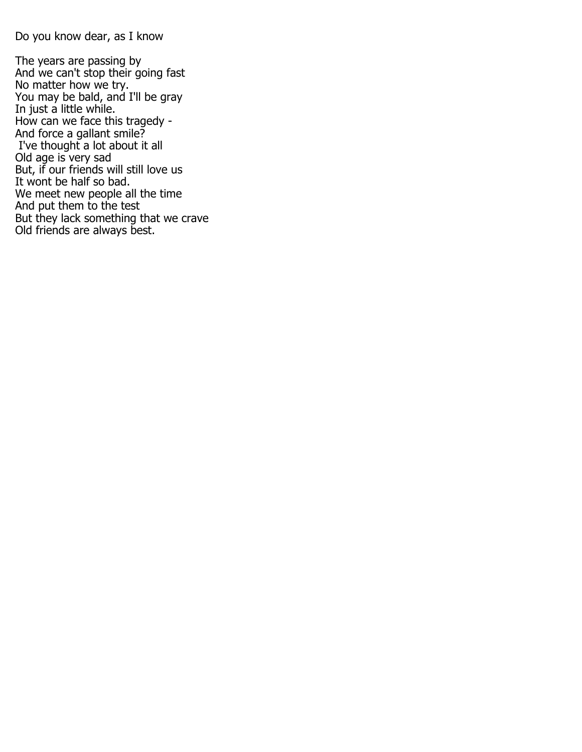Do you know dear, as I know

The years are passing by  
And we can't stop their going fast  
No matter how we try.  
You may be bald, and I'll be gray  
In just a little while.  
How can we face this tragedy -  
And force a gallant smile?  
I've thought a lot about it all  
Old age is very sad  
But, if our friends will still love us  
It wont be half so bad.  
We meet new people all the time  
And put them to the test  
But they lack something that we crave  
Old friends are always best.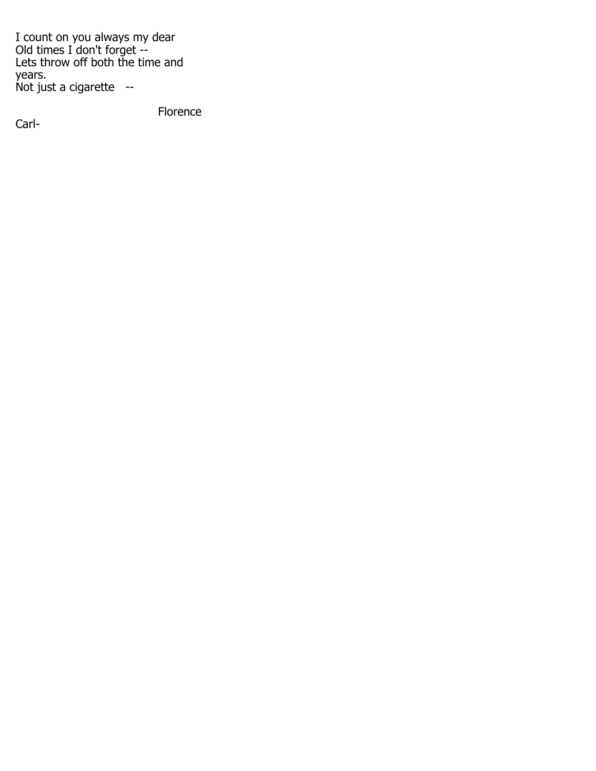I count on you always my dear  
Old times I don't forget --  
Lets throw off both the time and  
years.  
Not just a cigarette --

Florence

Carl-